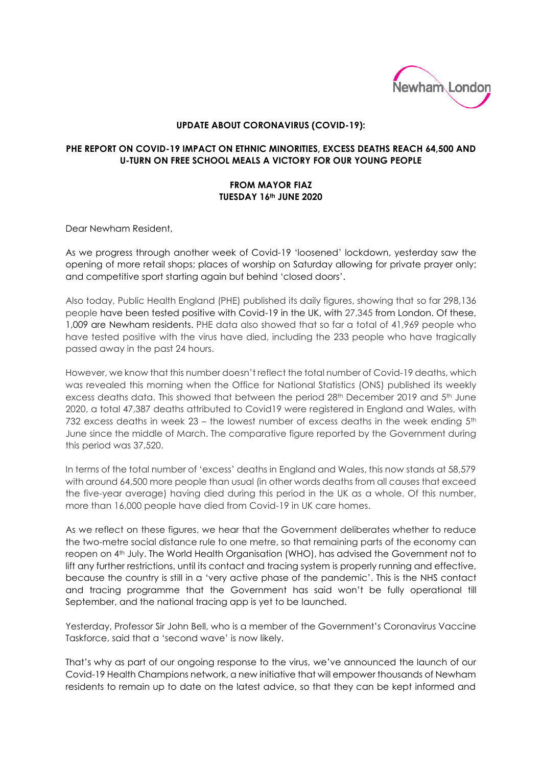**UPDATE ABOUT CORONAVIRUS (COVID-19):**

**PHE REPORT ON COVID-19 IMPACT ON ETHNIC MINORITIES, EXCESS DEATHS REACH 64,500 AND U-TURN ON FREE SCHOOL MEALS A VICTORY FOR OUR YOUNG PEOPLE**

**FROM MAYOR FIAZ**
**TUESDAY 16th JUNE 2020**

Dear Newham Resident,

As we progress through another week of Covid-19 'loosened' lockdown, yesterday saw the opening of more retail shops; places of worship on Saturday allowing for private prayer only; and competitive sport starting again but behind 'closed doors'.

Also today, Public Health England (PHE) published its daily figures, showing that so far 298,136 people have been tested positive with Covid-19 in the UK, with 27,345 from London. Of these, 1,009 are Newham residents. PHE data also showed that so far a total of 41,969 people who have tested positive with the virus have died, including the 233 people who have tragically passed away in the past 24 hours.

However, we know that this number doesn't reflect the total number of Covid-19 deaths, which was revealed this morning when the Office for National Statistics (ONS) published its weekly excess deaths data. This showed that between the period 28th December 2019 and 5th June 2020, a total 47,387 deaths attributed to Covid19 were registered in England and Wales, with 732 excess deaths in week 23 – the lowest number of excess deaths in the week ending 5th June since the middle of March. The comparative figure reported by the Government during this period was 37,520.

In terms of the total number of 'excess' deaths in England and Wales, this now stands at 58,579 with around 64,500 more people than usual (in other words deaths from all causes that exceed the five-year average) having died during this period in the UK as a whole. Of this number, more than 16,000 people have died from Covid-19 in UK care homes.

As we reflect on these figures, we hear that the Government deliberates whether to reduce the two-metre social distance rule to one metre, so that remaining parts of the economy can reopen on 4th July. The World Health Organisation (WHO), has advised the Government not to lift any further restrictions, until its contact and tracing system is properly running and effective, because the country is still in a 'very active phase of the pandemic'. This is the NHS contact and tracing programme that the Government has said won't be fully operational till September, and the national tracing app is yet to be launched.

Yesterday, Professor Sir John Bell, who is a member of the Government's Coronavirus Vaccine Taskforce, said that a 'second wave' is now likely.

That's why as part of our ongoing response to the virus, we've announced the launch of our Covid-19 Health Champions network, a new initiative that will empower thousands of Newham residents to remain up to date on the latest advice, so that they can be kept informed and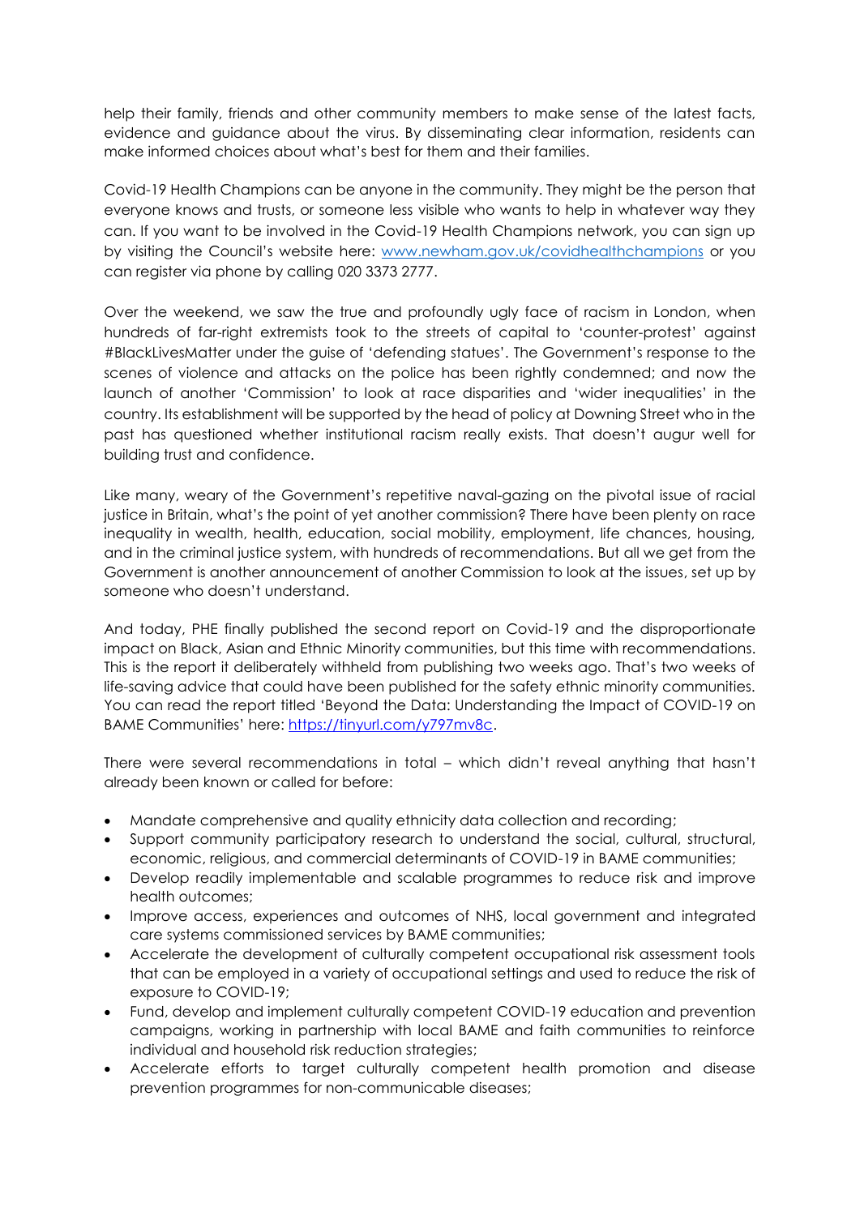help their family, friends and other community members to make sense of the latest facts, evidence and guidance about the virus. By disseminating clear information, residents can make informed choices about what's best for them and their families.

Covid-19 Health Champions can be anyone in the community. They might be the person that everyone knows and trusts, or someone less visible who wants to help in whatever way they can. If you want to be involved in the Covid-19 Health Champions network, you can sign up by visiting the Council's website here: [www.newham.gov.uk/covidhealthchampions](www.newham.gov.uk/covidhealthchampions) or you can register via phone by calling 020 3373 2777.

Over the weekend, we saw the true and profoundly ugly face of racism in London, when hundreds of far-right extremists took to the streets of capital to 'counter-protest' against #BlackLivesMatter under the guise of 'defending statues'. The Government's response to the scenes of violence and attacks on the police has been rightly condemned; and now the launch of another 'Commission' to look at race disparities and 'wider inequalities' in the country. Its establishment will be supported by the head of policy at Downing Street who in the past has questioned whether institutional racism really exists. That doesn't augur well for building trust and confidence.

Like many, weary of the Government's repetitive naval-gazing on the pivotal issue of racial justice in Britain, what's the point of yet another commission? There have been plenty on race inequality in wealth, health, education, social mobility, employment, life chances, housing, and in the criminal justice system, with hundreds of recommendations. But all we get from the Government is another announcement of another Commission to look at the issues, set up by someone who doesn't understand.

And today, PHE finally published the second report on Covid-19 and the disproportionate impact on Black, Asian and Ethnic Minority communities, but this time with recommendations. This is the report it deliberately withheld from publishing two weeks ago. That's two weeks of life-saving advice that could have been published for the safety ethnic minority communities. You can read the report titled 'Beyond the Data: Understanding the Impact of COVID-19 on BAME Communities' here: [https://tinyurl.com/y797mv8c](https://tinyurl.com/y797mv8c).

There were several recommendations in total – which didn't reveal anything that hasn't already been known or called for before:

- Mandate comprehensive and quality ethnicity data collection and recording;
- Support community participatory research to understand the social, cultural, structural, economic, religious, and commercial determinants of COVID-19 in BAME communities;
- Develop readily implementable and scalable programmes to reduce risk and improve health outcomes;
- Improve access, experiences and outcomes of NHS, local government and integrated care systems commissioned services by BAME communities;
- Accelerate the development of culturally competent occupational risk assessment tools that can be employed in a variety of occupational settings and used to reduce the risk of exposure to COVID-19;
- Fund, develop and implement culturally competent COVID-19 education and prevention campaigns, working in partnership with local BAME and faith communities to reinforce individual and household risk reduction strategies;
- Accelerate efforts to target culturally competent health promotion and disease prevention programmes for non-communicable diseases;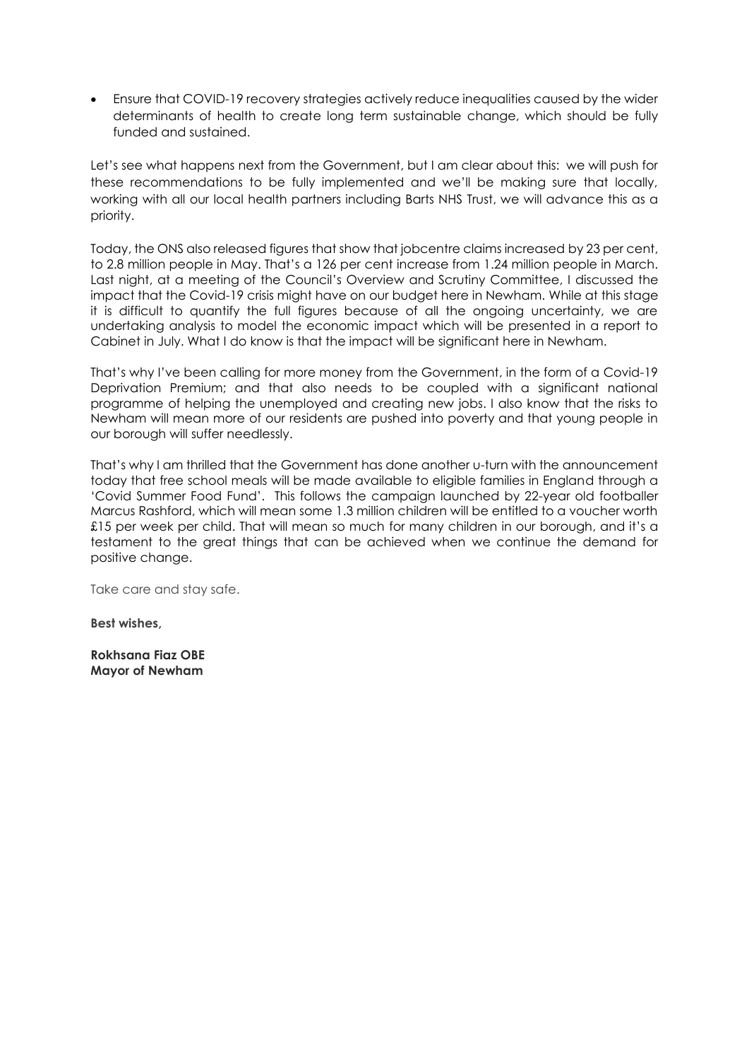- Ensure that COVID-19 recovery strategies actively reduce inequalities caused by the wider determinants of health to create long term sustainable change, which should be fully funded and sustained.

Let's see what happens next from the Government, but I am clear about this: we will push for these recommendations to be fully implemented and we'll be making sure that locally, working with all our local health partners including Barts NHS Trust, we will advance this as a priority.

Today, the ONS also released figures that show that jobcentre claims increased by 23 per cent, to 2.8 million people in May. That's a 126 per cent increase from 1.24 million people in March. Last night, at a meeting of the Council's Overview and Scrutiny Committee, I discussed the impact that the Covid-19 crisis might have on our budget here in Newham. While at this stage it is difficult to quantify the full figures because of all the ongoing uncertainty, we are undertaking analysis to model the economic impact which will be presented in a report to Cabinet in July. What I do know is that the impact will be significant here in Newham.

That's why I've been calling for more money from the Government, in the form of a Covid-19 Deprivation Premium; and that also needs to be coupled with a significant national programme of helping the unemployed and creating new jobs. I also know that the risks to Newham will mean more of our residents are pushed into poverty and that young people in our borough will suffer needlessly.

That's why I am thrilled that the Government has done another u-turn with the announcement today that free school meals will be made available to eligible families in England through a 'Covid Summer Food Fund'. This follows the campaign launched by 22-year old footballer Marcus Rashford, which will mean some 1.3 million children will be entitled to a voucher worth £15 per week per child. That will mean so much for many children in our borough, and it's a testament to the great things that can be achieved when we continue the demand for positive change.

Take care and stay safe.

**Best wishes,**

**Rokhsana Fiaz OBE**
**Mayor of Newham**